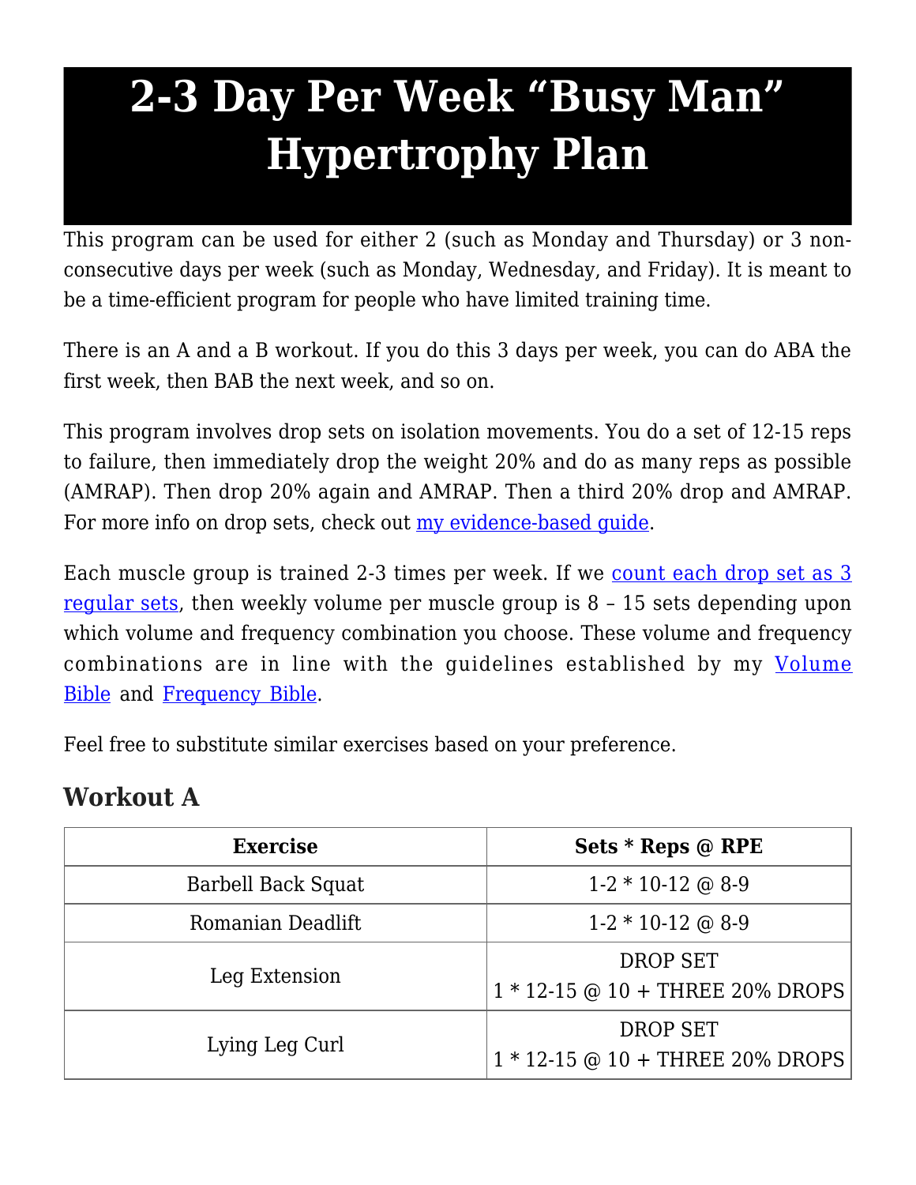# 2-3 Day Per Week "Busy Man" Hypertrophy Plan

This program can be used for either 2 (such as Monday and Thursday) or 3 non-consecutive days per week (such as Monday, Wednesday, and Friday). It is meant to be a time-efficient program for people who have limited training time.

There is an A and a B workout. If you do this 3 days per week, you can do ABA the first week, then BAB the next week, and so on.

This program involves drop sets on isolation movements. You do a set of 12-15 reps to failure, then immediately drop the weight 20% and do as many reps as possible (AMRAP). Then drop 20% again and AMRAP. Then a third 20% drop and AMRAP. For more info on drop sets, check out [my evidence-based guide](#).

Each muscle group is trained 2-3 times per week. If we [count each drop set as 3 regular sets](#), then weekly volume per muscle group is 8 – 15 sets depending upon which volume and frequency combination you choose. These volume and frequency combinations are in line with the guidelines established by my [Volume Bible](#) and [Frequency Bible](#).

Feel free to substitute similar exercises based on your preference.

## Workout A

| Exercise | Sets * Reps @ RPE |
|---|---|
| Barbell Back Squat | 1-2 * 10-12 @ 8-9 |
| Romanian Deadlift | 1-2 * 10-12 @ 8-9 |
| Leg Extension | DROP SET<br>1 * 12-15 @ 10 + THREE 20% DROPS |
| Lying Leg Curl | DROP SET<br>1 * 12-15 @ 10 + THREE 20% DROPS |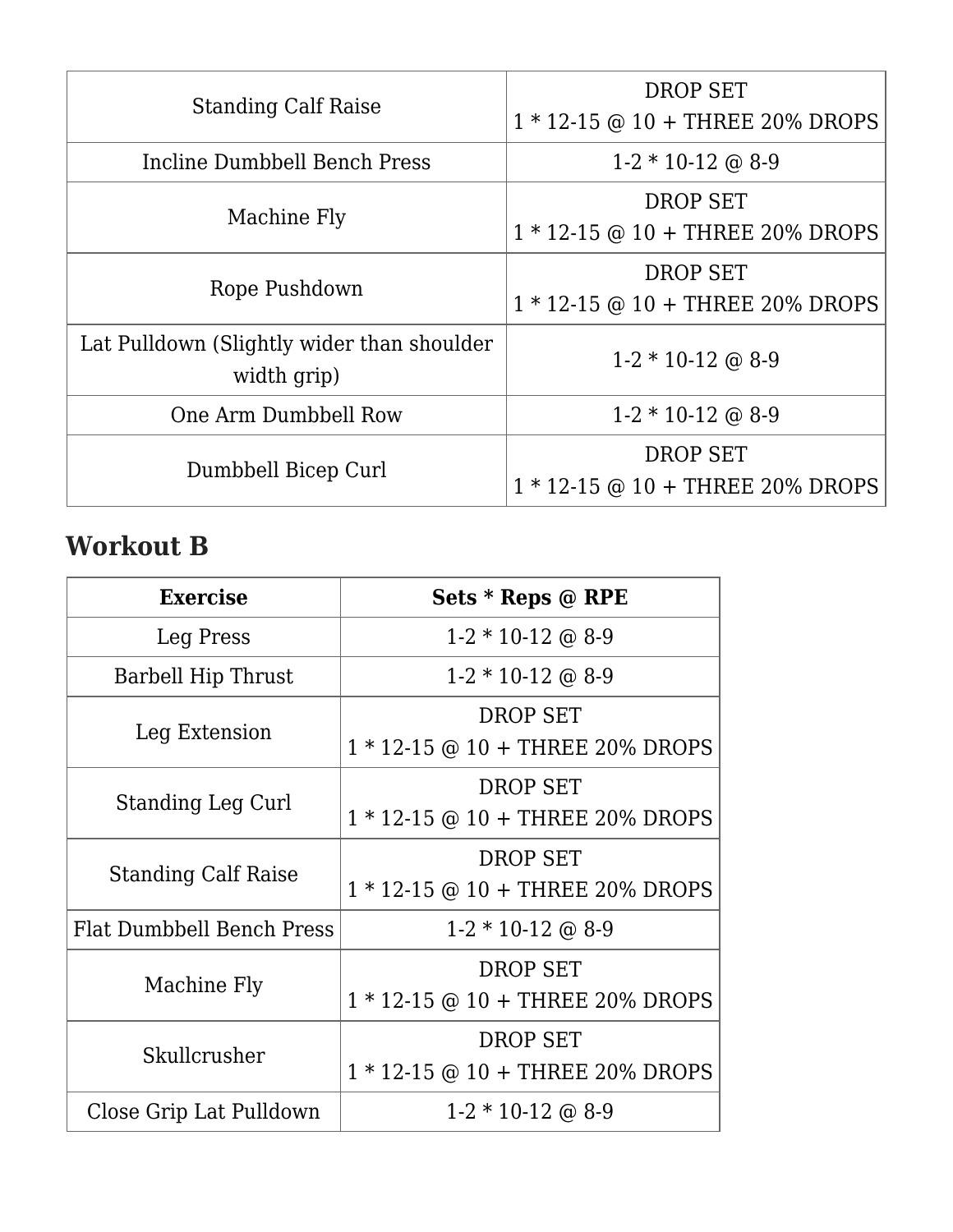| | |
|---|---|
| Standing Calf Raise | DROP SET<br>1 * 12-15 @ 10 + THREE 20% DROPS |
| Incline Dumbbell Bench Press | 1-2 * 10-12 @ 8-9 |
| Machine Fly | DROP SET<br>1 * 12-15 @ 10 + THREE 20% DROPS |
| Rope Pushdown | DROP SET<br>1 * 12-15 @ 10 + THREE 20% DROPS |
| Lat Pulldown (Slightly wider than shoulder width grip) | 1-2 * 10-12 @ 8-9 |
| One Arm Dumbbell Row | 1-2 * 10-12 @ 8-9 |
| Dumbbell Bicep Curl | DROP SET<br>1 * 12-15 @ 10 + THREE 20% DROPS |

## Workout B

| Exercise | Sets * Reps @ RPE |
|---|---|
| Leg Press | 1-2 * 10-12 @ 8-9 |
| Barbell Hip Thrust | 1-2 * 10-12 @ 8-9 |
| Leg Extension | DROP SET<br>1 * 12-15 @ 10 + THREE 20% DROPS |
| Standing Leg Curl | DROP SET<br>1 * 12-15 @ 10 + THREE 20% DROPS |
| Standing Calf Raise | DROP SET<br>1 * 12-15 @ 10 + THREE 20% DROPS |
| Flat Dumbbell Bench Press | 1-2 * 10-12 @ 8-9 |
| Machine Fly | DROP SET<br>1 * 12-15 @ 10 + THREE 20% DROPS |
| Skullcrusher | DROP SET<br>1 * 12-15 @ 10 + THREE 20% DROPS |
| Close Grip Lat Pulldown | 1-2 * 10-12 @ 8-9 |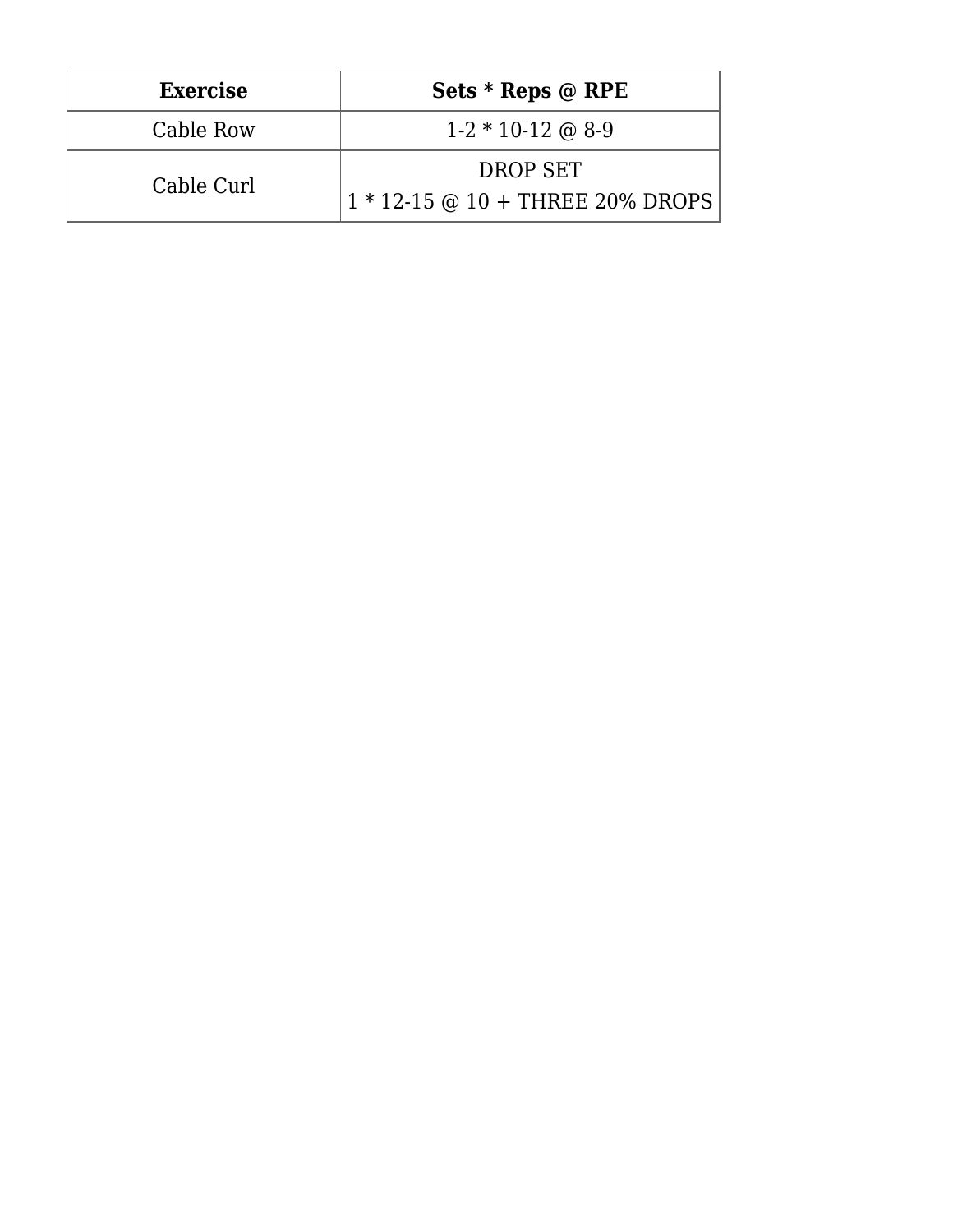| Exercise | Sets * Reps @ RPE |
| --- | --- |
| Cable Row | 1-2 * 10-12 @ 8-9 |
| Cable Curl | DROP SET<br>1 * 12-15 @ 10 + THREE 20% DROPS |